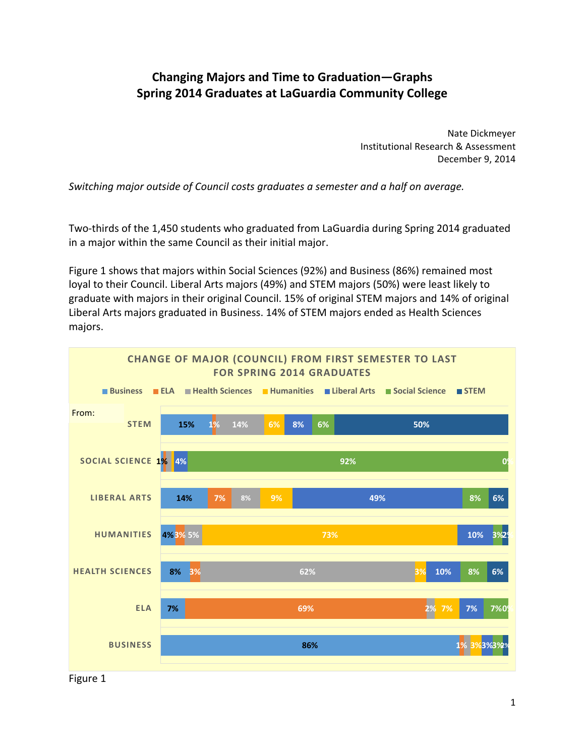# Changing Majors and Time to Graduation—Graphs
# Spring 2014 Graduates at LaGuardia Community College

Nate Dickmeyer
Institutional Research & Assessment
December 9, 2014

*Switching major outside of Council costs graduates a semester and a half on average.*

Two-thirds of the 1,450 students who graduated from LaGuardia during Spring 2014 graduated in a major within the same Council as their initial major.

Figure 1 shows that majors within Social Sciences (92%) and Business (86%) remained most loyal to their Council. Liberal Arts majors (49%) and STEM majors (50%) were least likely to graduate with majors in their original Council. 15% of original STEM majors and 14% of original Liberal Arts majors graduated in Business. 14% of STEM majors ended as Health Sciences majors.

**CHANGE OF MAJOR (COUNCIL) FROM FIRST SEMESTER TO LAST FOR SPRING 2014 GRADUATES**

| From: | Business | ELA | Health Sciences | Humanities | Liberal Arts | Social Science | STEM |
|---|---|---|---|---|---|---|---|
| STEM | 15% | 1% | 14% | 6% | 8% | 6% | 50% |
| SOCIAL SCIENCE | 1% | | | | 4% | 92% | 0% |
| LIBERAL ARTS | 14% | 7% | 8% | 9% | 49% | 8% | 6% |
| HUMANITIES | 4% | 3% | 5% | 73% | 10% | 3% | 2% |
| HEALTH SCIENCES | 8% | 3% | 62% | 3% | 10% | 8% | 6% |
| ELA | 7% | 69% | 2% | 7% | 7% | 7% | 0% |
| BUSINESS | 86% | 1% | | 3% | 3% | 3% | 2% |

Figure 1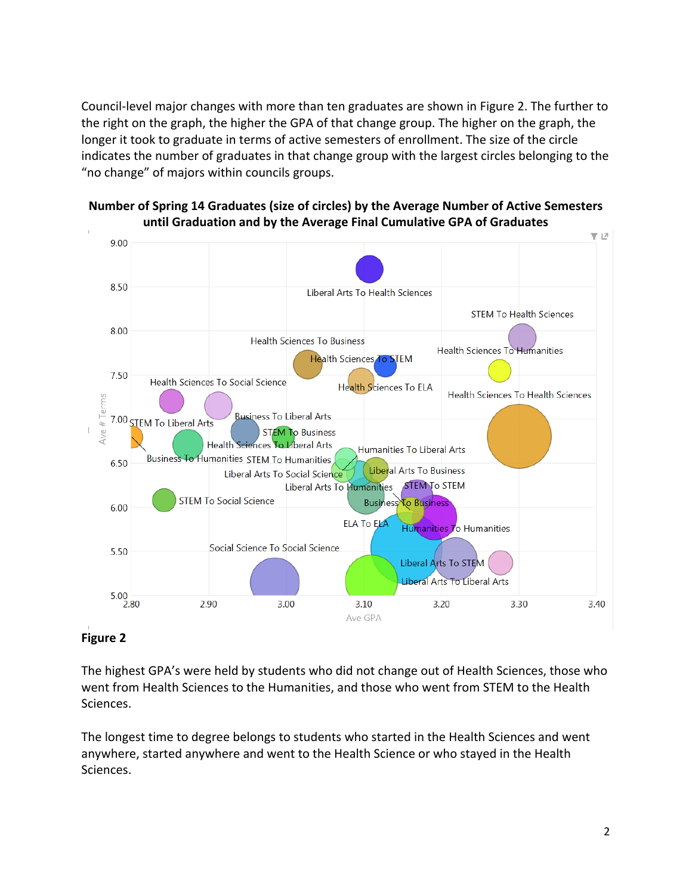Council-level major changes with more than ten graduates are shown in Figure 2. The further to the right on the graph, the higher the GPA of that change group. The higher on the graph, the longer it took to graduate in terms of active semesters of enrollment. The size of the circle indicates the number of graduates in that change group with the largest circles belonging to the "no change" of majors within councils groups.

**Number of Spring 14 Graduates (size of circles) by the Average Number of Active Semesters until Graduation and by the Average Final Cumulative GPA of Graduates**

**Figure 2**

The highest GPA's were held by students who did not change out of Health Sciences, those who went from Health Sciences to the Humanities, and those who went from STEM to the Health Sciences.

The longest time to degree belongs to students who started in the Health Sciences and went anywhere, started anywhere and went to the Health Science or who stayed in the Health Sciences.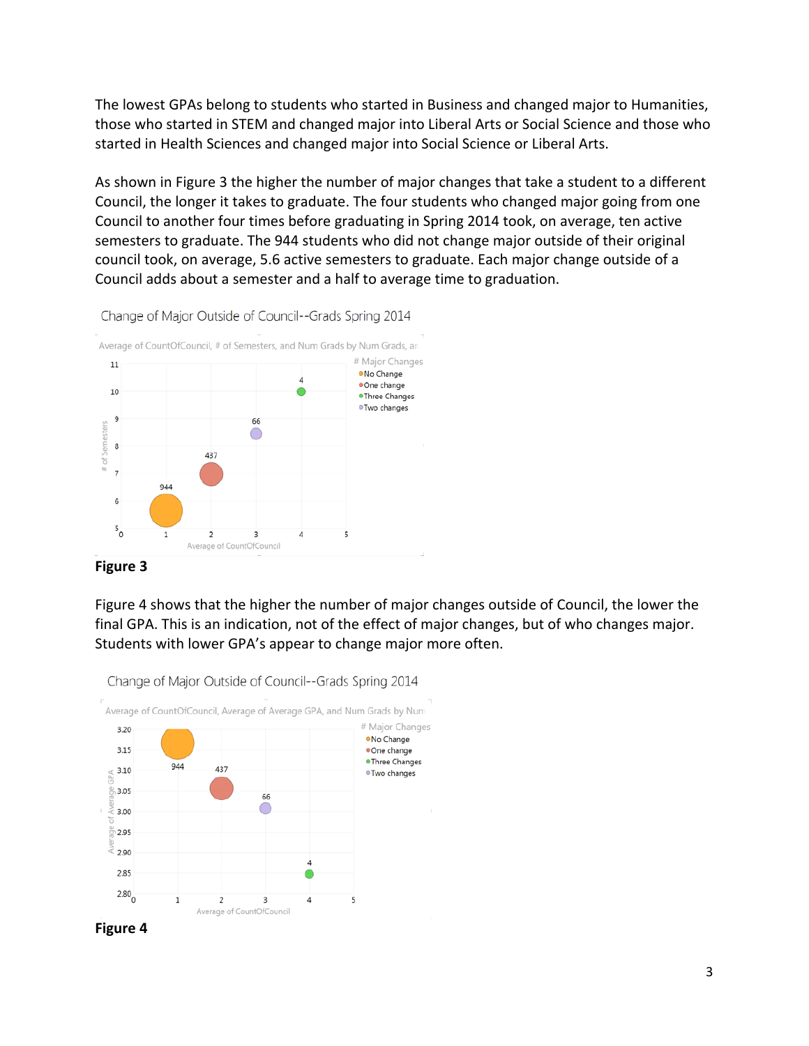The lowest GPAs belong to students who started in Business and changed major to Humanities, those who started in STEM and changed major into Liberal Arts or Social Science and those who started in Health Sciences and changed major into Social Science or Liberal Arts.

As shown in Figure 3 the higher the number of major changes that take a student to a different Council, the longer it takes to graduate. The four students who changed major going from one Council to another four times before graduating in Spring 2014 took, on average, ten active semesters to graduate. The 944 students who did not change major outside of their original council took, on average, 5.6 active semesters to graduate. Each major change outside of a Council adds about a semester and a half to average time to graduation.

**Figure 3**

Figure 4 shows that the higher the number of major changes outside of Council, the lower the final GPA. This is an indication, not of the effect of major changes, but of who changes major. Students with lower GPA's appear to change major more often.

**Figure 4**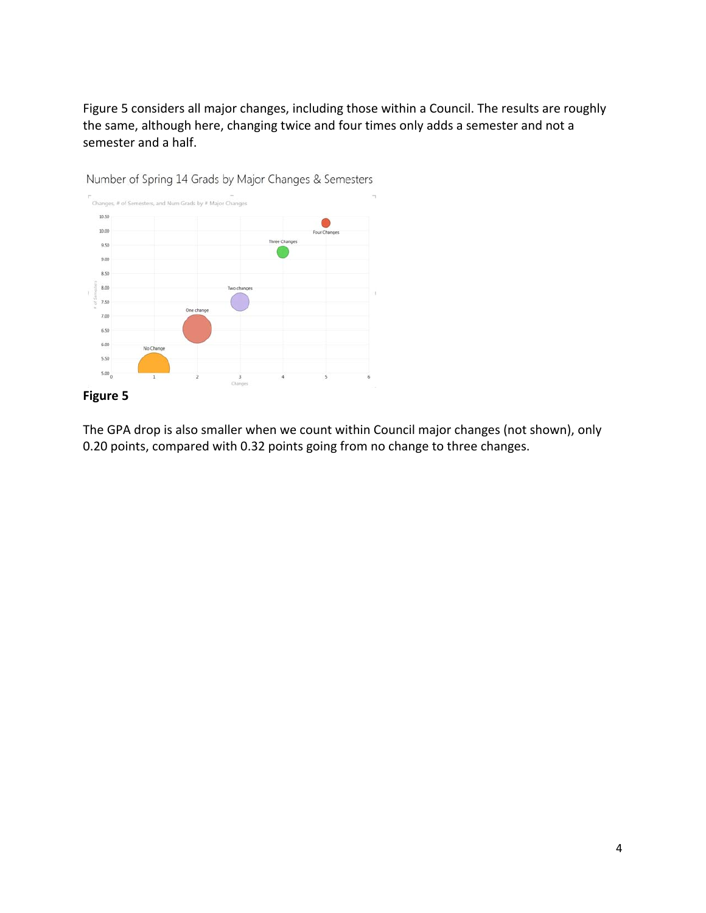Figure 5 considers all major changes, including those within a Council. The results are roughly the same, although here, changing twice and four times only adds a semester and not a semester and a half.

Number of Spring 14 Grads by Major Changes & Semesters

Changes, # of Semesters, and Num Grads by # Major Changes

10.50
10.00
9.50
9.00
8.50
8.00
7.50
7.00
6.50
6.00
5.50
5.00

# of Semesters

0 1 2 3 4 5 6

Changes

No Change
One change
Two changes
Three Changes
Four Changes

**Figure 5**

The GPA drop is also smaller when we count within Council major changes (not shown), only 0.20 points, compared with 0.32 points going from no change to three changes.